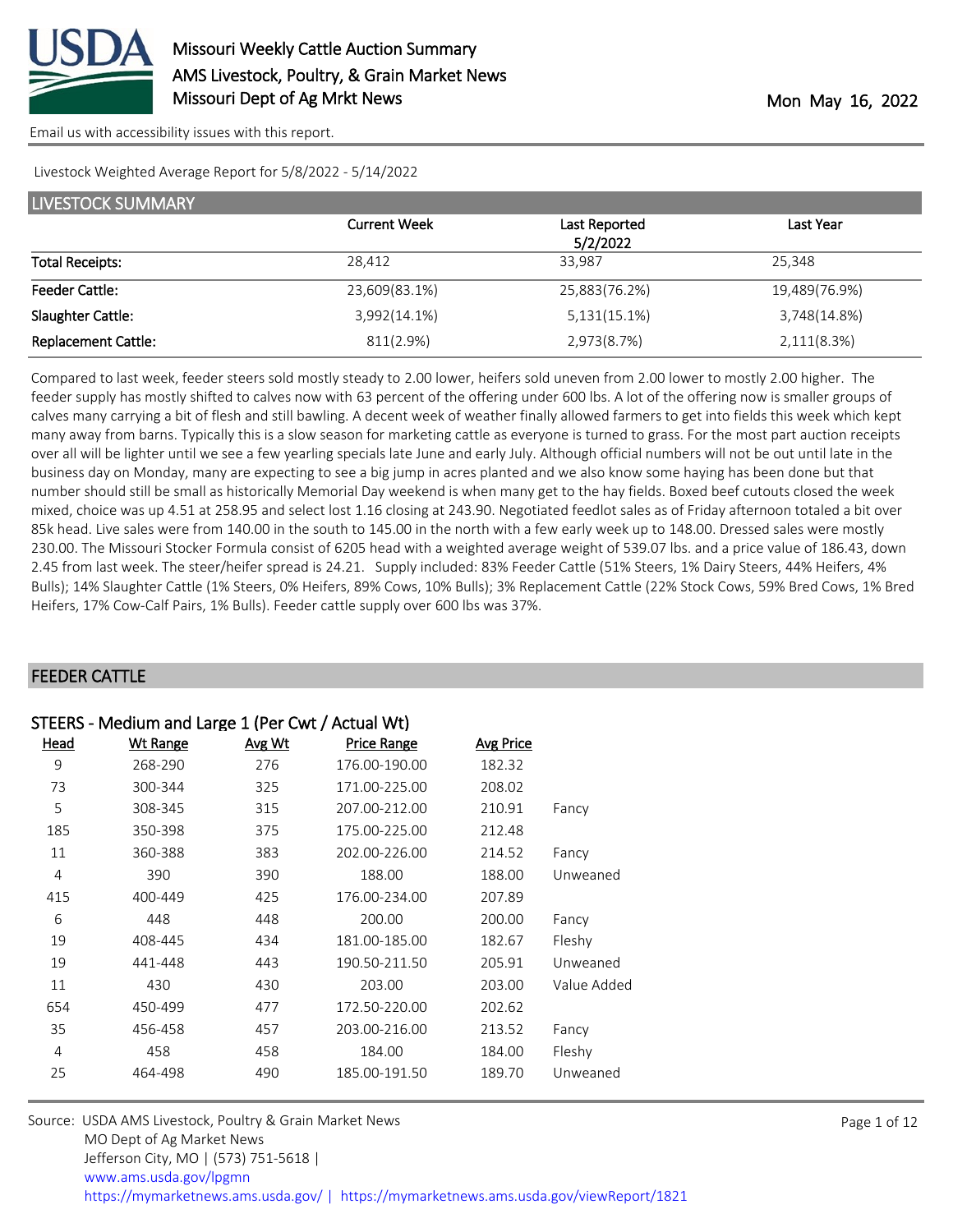# Missouri Weekly Cattle Auction Summary

AMS Livestock, Poultry, & Grain Market News
Missouri Dept of Ag Mrkt News

Mon May 16, 2022

Email us with accessibility issues with this report.

Livestock Weighted Average Report for 5/8/2022 - 5/14/2022

## LIVESTOCK SUMMARY

| | Current Week | Last Reported 5/2/2022 | Last Year |
|---|---|---|---|
| Total Receipts: | 28,412 | 33,987 | 25,348 |
| Feeder Cattle: | 23,609(83.1%) | 25,883(76.2%) | 19,489(76.9%) |
| Slaughter Cattle: | 3,992(14.1%) | 5,131(15.1%) | 3,748(14.8%) |
| Replacement Cattle: | 811(2.9%) | 2,973(8.7%) | 2,111(8.3%) |

Compared to last week, feeder steers sold mostly steady to 2.00 lower, heifers sold uneven from 2.00 lower to mostly 2.00 higher. The feeder supply has mostly shifted to calves now with 63 percent of the offering under 600 lbs. A lot of the offering now is smaller groups of calves many carrying a bit of flesh and still bawling. A decent week of weather finally allowed farmers to get into fields this week which kept many away from barns. Typically this is a slow season for marketing cattle as everyone is turned to grass. For the most part auction receipts over all will be lighter until we see a few yearling specials late June and early July. Although official numbers will not be out until late in the business day on Monday, many are expecting to see a big jump in acres planted and we also know some haying has been done but that number should still be small as historically Memorial Day weekend is when many get to the hay fields. Boxed beef cutouts closed the week mixed, choice was up 4.51 at 258.95 and select lost 1.16 closing at 243.90. Negotiated feedlot sales as of Friday afternoon totaled a bit over 85k head. Live sales were from 140.00 in the south to 145.00 in the north with a few early week up to 148.00. Dressed sales were mostly 230.00. The Missouri Stocker Formula consist of 6205 head with a weighted average weight of 539.07 lbs. and a price value of 186.43, down 2.45 from last week. The steer/heifer spread is 24.21. Supply included: 83% Feeder Cattle (51% Steers, 1% Dairy Steers, 44% Heifers, 4% Bulls); 14% Slaughter Cattle (1% Steers, 0% Heifers, 89% Cows, 10% Bulls); 3% Replacement Cattle (22% Stock Cows, 59% Bred Cows, 1% Bred Heifers, 17% Cow-Calf Pairs, 1% Bulls). Feeder cattle supply over 600 lbs was 37%.

## FEEDER CATTLE

### STEERS - Medium and Large 1 (Per Cwt / Actual Wt)

| Head | Wt Range | Avg Wt | Price Range | Avg Price | |
|---|---|---|---|---|---|
| 9 | 268-290 | 276 | 176.00-190.00 | 182.32 | |
| 73 | 300-344 | 325 | 171.00-225.00 | 208.02 | |
| 5 | 308-345 | 315 | 207.00-212.00 | 210.91 | Fancy |
| 185 | 350-398 | 375 | 175.00-225.00 | 212.48 | |
| 11 | 360-388 | 383 | 202.00-226.00 | 214.52 | Fancy |
| 4 | 390 | 390 | 188.00 | 188.00 | Unweaned |
| 415 | 400-449 | 425 | 176.00-234.00 | 207.89 | |
| 6 | 448 | 448 | 200.00 | 200.00 | Fancy |
| 19 | 408-445 | 434 | 181.00-185.00 | 182.67 | Fleshy |
| 19 | 441-448 | 443 | 190.50-211.50 | 205.91 | Unweaned |
| 11 | 430 | 430 | 203.00 | 203.00 | Value Added |
| 654 | 450-499 | 477 | 172.50-220.00 | 202.62 | |
| 35 | 456-458 | 457 | 203.00-216.00 | 213.52 | Fancy |
| 4 | 458 | 458 | 184.00 | 184.00 | Fleshy |
| 25 | 464-498 | 490 | 185.00-191.50 | 189.70 | Unweaned |

Source: USDA AMS Livestock, Poultry & Grain Market News
MO Dept of Ag Market News
Jefferson City, MO | (573) 751-5618 |
www.ams.usda.gov/lpgmn
https://mymarketnews.ams.usda.gov/ | https://mymarketnews.ams.usda.gov/viewReport/1821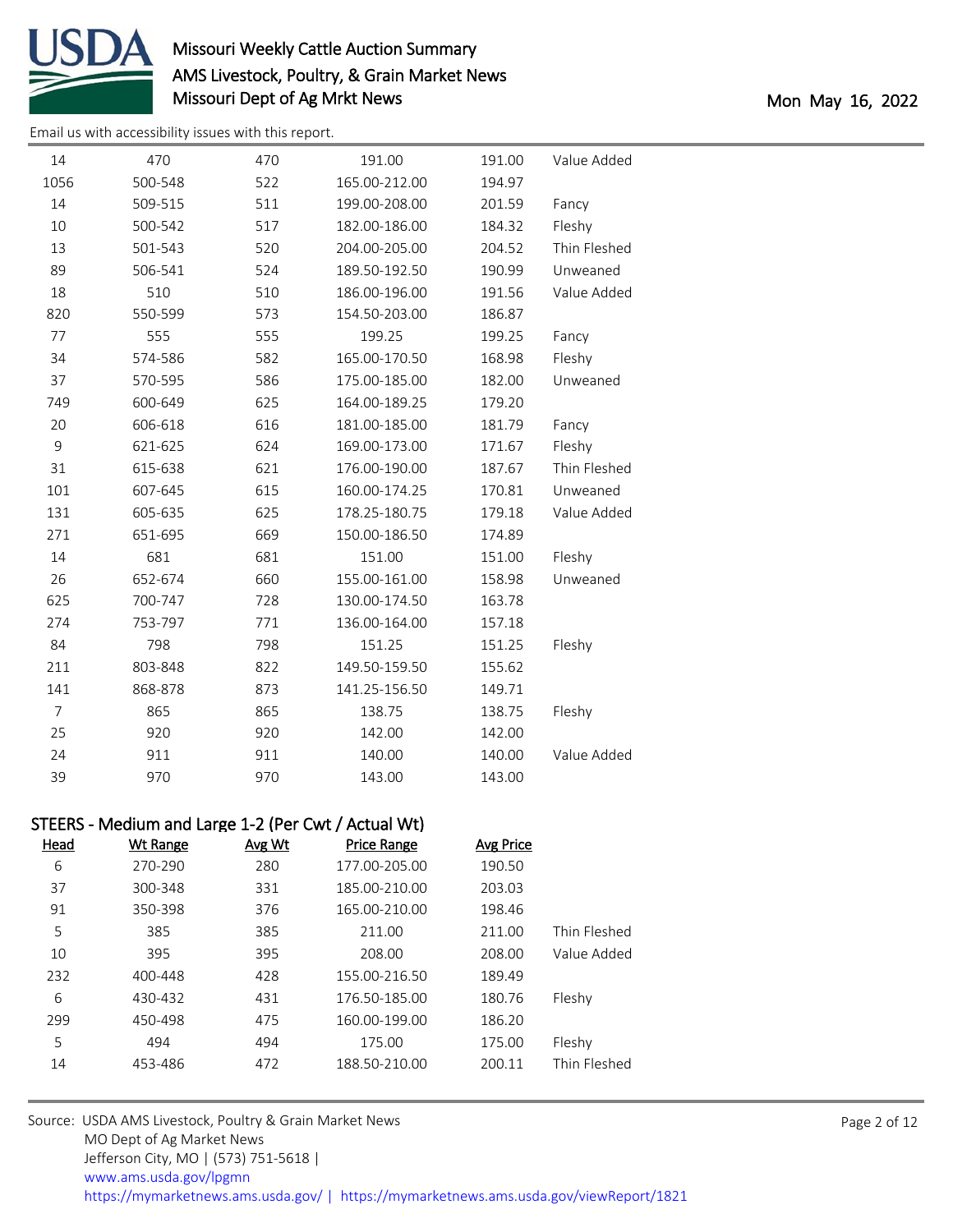Email us with accessibility issues with this report.

| Head | Wt Range | Avg Wt | Price Range | Avg Price | |
|---|---|---|---|---|---|
| 14 | 470 | 470 | 191.00 | 191.00 | Value Added |
| 1056 | 500-548 | 522 | 165.00-212.00 | 194.97 | |
| 14 | 509-515 | 511 | 199.00-208.00 | 201.59 | Fancy |
| 10 | 500-542 | 517 | 182.00-186.00 | 184.32 | Fleshy |
| 13 | 501-543 | 520 | 204.00-205.00 | 204.52 | Thin Fleshed |
| 89 | 506-541 | 524 | 189.50-192.50 | 190.99 | Unweaned |
| 18 | 510 | 510 | 186.00-196.00 | 191.56 | Value Added |
| 820 | 550-599 | 573 | 154.50-203.00 | 186.87 | |
| 77 | 555 | 555 | 199.25 | 199.25 | Fancy |
| 34 | 574-586 | 582 | 165.00-170.50 | 168.98 | Fleshy |
| 37 | 570-595 | 586 | 175.00-185.00 | 182.00 | Unweaned |
| 749 | 600-649 | 625 | 164.00-189.25 | 179.20 | |
| 20 | 606-618 | 616 | 181.00-185.00 | 181.79 | Fancy |
| 9 | 621-625 | 624 | 169.00-173.00 | 171.67 | Fleshy |
| 31 | 615-638 | 621 | 176.00-190.00 | 187.67 | Thin Fleshed |
| 101 | 607-645 | 615 | 160.00-174.25 | 170.81 | Unweaned |
| 131 | 605-635 | 625 | 178.25-180.75 | 179.18 | Value Added |
| 271 | 651-695 | 669 | 150.00-186.50 | 174.89 | |
| 14 | 681 | 681 | 151.00 | 151.00 | Fleshy |
| 26 | 652-674 | 660 | 155.00-161.00 | 158.98 | Unweaned |
| 625 | 700-747 | 728 | 130.00-174.50 | 163.78 | |
| 274 | 753-797 | 771 | 136.00-164.00 | 157.18 | |
| 84 | 798 | 798 | 151.25 | 151.25 | Fleshy |
| 211 | 803-848 | 822 | 149.50-159.50 | 155.62 | |
| 141 | 868-878 | 873 | 141.25-156.50 | 149.71 | |
| 7 | 865 | 865 | 138.75 | 138.75 | Fleshy |
| 25 | 920 | 920 | 142.00 | 142.00 | |
| 24 | 911 | 911 | 140.00 | 140.00 | Value Added |
| 39 | 970 | 970 | 143.00 | 143.00 | |

## STEERS - Medium and Large 1-2 (Per Cwt / Actual Wt)

| Head | Wt Range | Avg Wt | Price Range | Avg Price | |
|---|---|---|---|---|---|
| 6 | 270-290 | 280 | 177.00-205.00 | 190.50 | |
| 37 | 300-348 | 331 | 185.00-210.00 | 203.03 | |
| 91 | 350-398 | 376 | 165.00-210.00 | 198.46 | |
| 5 | 385 | 385 | 211.00 | 211.00 | Thin Fleshed |
| 10 | 395 | 395 | 208.00 | 208.00 | Value Added |
| 232 | 400-448 | 428 | 155.00-216.50 | 189.49 | |
| 6 | 430-432 | 431 | 176.50-185.00 | 180.76 | Fleshy |
| 299 | 450-498 | 475 | 160.00-199.00 | 186.20 | |
| 5 | 494 | 494 | 175.00 | 175.00 | Fleshy |
| 14 | 453-486 | 472 | 188.50-210.00 | 200.11 | Thin Fleshed |

Source: USDA AMS Livestock, Poultry & Grain Market News
MO Dept of Ag Market News
Jefferson City, MO | (573) 751-5618 |
www.ams.usda.gov/lpgmn
https://mymarketnews.ams.usda.gov/ | https://mymarketnews.ams.usda.gov/viewReport/1821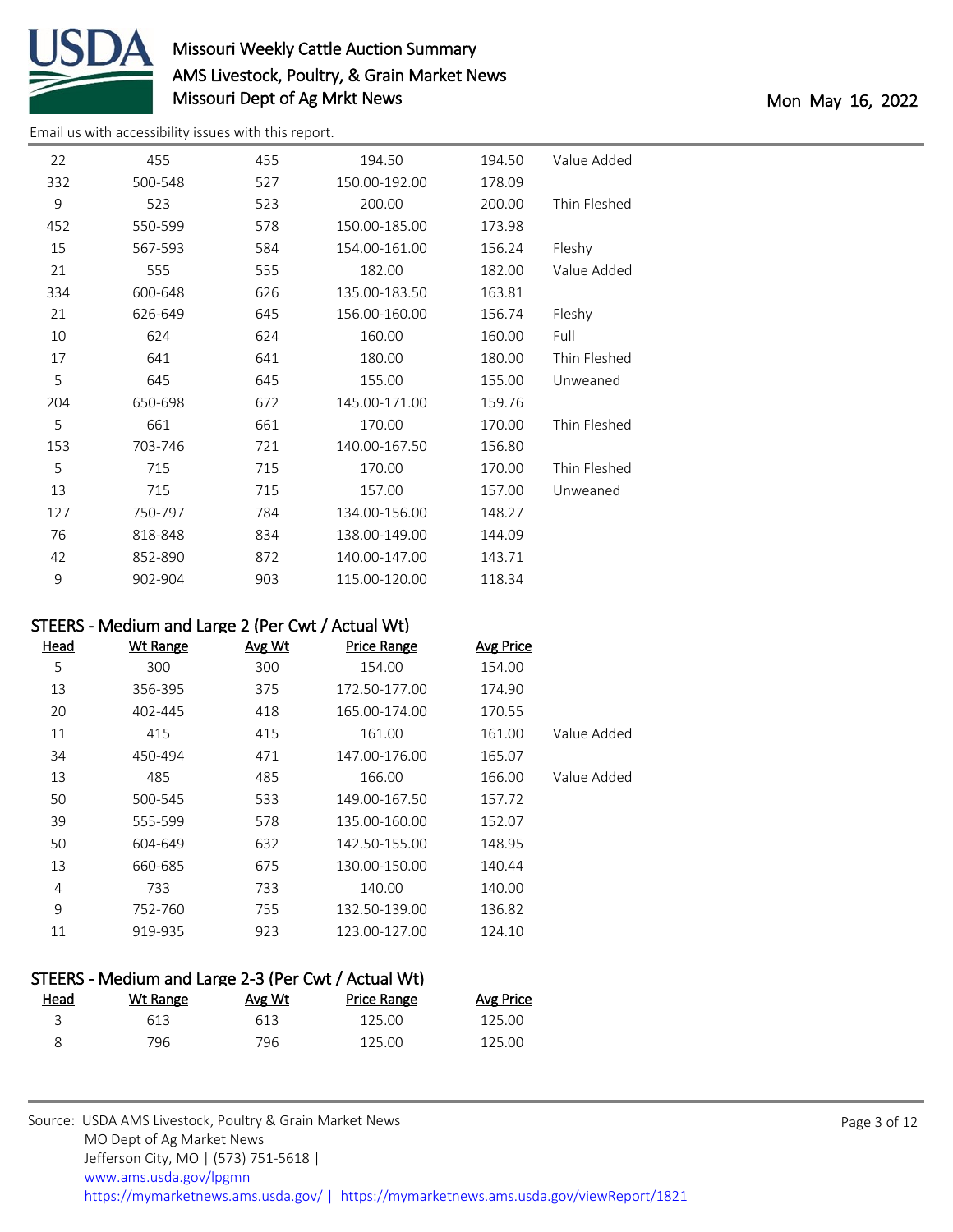| | | | | | |
|---|---|---|---|---|---|
| 22 | 455 | 455 | 194.50 | 194.50 | Value Added |
| 332 | 500-548 | 527 | 150.00-192.00 | 178.09 | |
| 9 | 523 | 523 | 200.00 | 200.00 | Thin Fleshed |
| 452 | 550-599 | 578 | 150.00-185.00 | 173.98 | |
| 15 | 567-593 | 584 | 154.00-161.00 | 156.24 | Fleshy |
| 21 | 555 | 555 | 182.00 | 182.00 | Value Added |
| 334 | 600-648 | 626 | 135.00-183.50 | 163.81 | |
| 21 | 626-649 | 645 | 156.00-160.00 | 156.74 | Fleshy |
| 10 | 624 | 624 | 160.00 | 160.00 | Full |
| 17 | 641 | 641 | 180.00 | 180.00 | Thin Fleshed |
| 5 | 645 | 645 | 155.00 | 155.00 | Unweaned |
| 204 | 650-698 | 672 | 145.00-171.00 | 159.76 | |
| 5 | 661 | 661 | 170.00 | 170.00 | Thin Fleshed |
| 153 | 703-746 | 721 | 140.00-167.50 | 156.80 | |
| 5 | 715 | 715 | 170.00 | 170.00 | Thin Fleshed |
| 13 | 715 | 715 | 157.00 | 157.00 | Unweaned |
| 127 | 750-797 | 784 | 134.00-156.00 | 148.27 | |
| 76 | 818-848 | 834 | 138.00-149.00 | 144.09 | |
| 42 | 852-890 | 872 | 140.00-147.00 | 143.71 | |
| 9 | 902-904 | 903 | 115.00-120.00 | 118.34 | |

## STEERS - Medium and Large 2 (Per Cwt / Actual Wt)

| Head | Wt Range | Avg Wt | Price Range | Avg Price | |
|---|---|---|---|---|---|
| 5 | 300 | 300 | 154.00 | 154.00 | |
| 13 | 356-395 | 375 | 172.50-177.00 | 174.90 | |
| 20 | 402-445 | 418 | 165.00-174.00 | 170.55 | |
| 11 | 415 | 415 | 161.00 | 161.00 | Value Added |
| 34 | 450-494 | 471 | 147.00-176.00 | 165.07 | |
| 13 | 485 | 485 | 166.00 | 166.00 | Value Added |
| 50 | 500-545 | 533 | 149.00-167.50 | 157.72 | |
| 39 | 555-599 | 578 | 135.00-160.00 | 152.07 | |
| 50 | 604-649 | 632 | 142.50-155.00 | 148.95 | |
| 13 | 660-685 | 675 | 130.00-150.00 | 140.44 | |
| 4 | 733 | 733 | 140.00 | 140.00 | |
| 9 | 752-760 | 755 | 132.50-139.00 | 136.82 | |
| 11 | 919-935 | 923 | 123.00-127.00 | 124.10 | |

## STEERS - Medium and Large 2-3 (Per Cwt / Actual Wt)

| Head | Wt Range | Avg Wt | Price Range | Avg Price |
|---|---|---|---|---|
| 3 | 613 | 613 | 125.00 | 125.00 |
| 8 | 796 | 796 | 125.00 | 125.00 |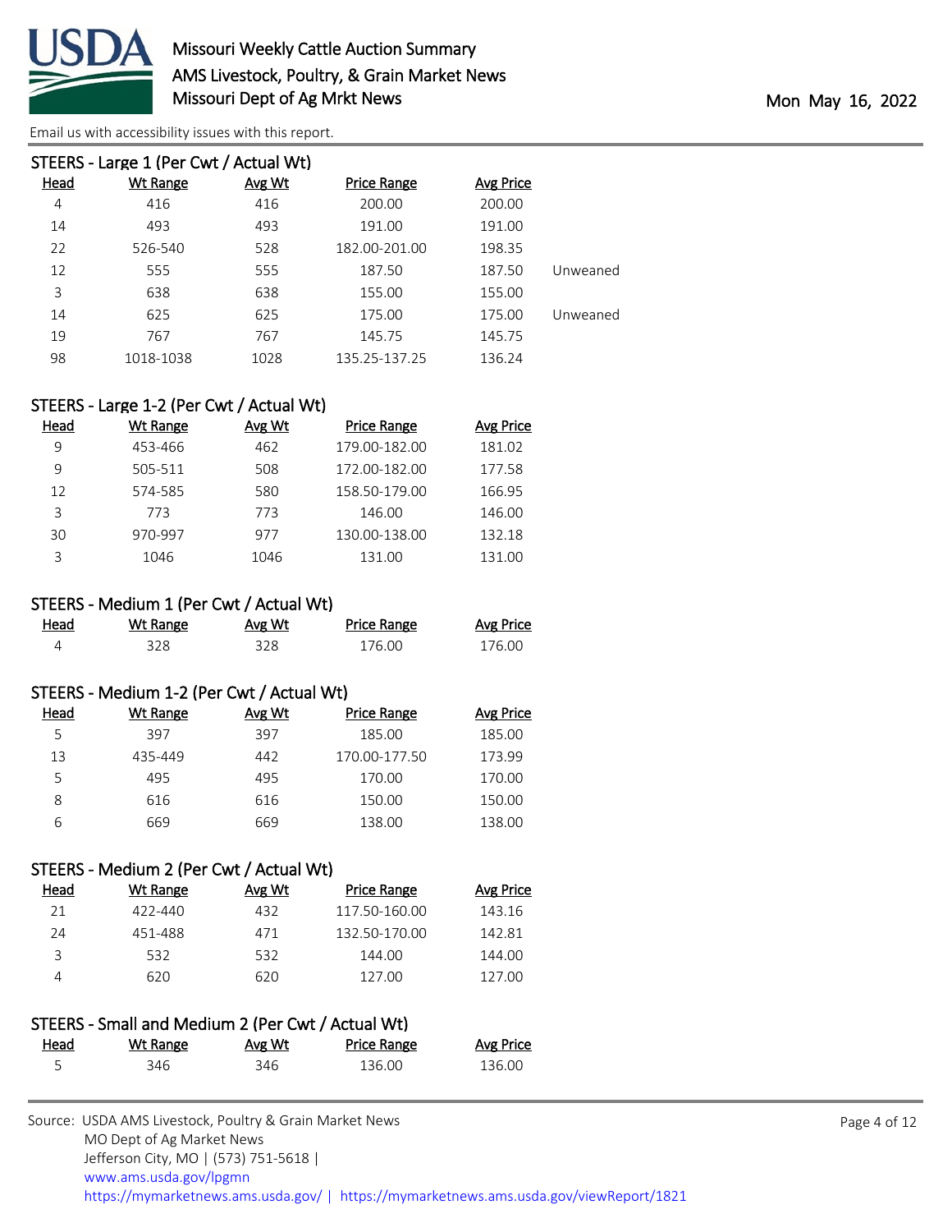## STEERS - Large 1 (Per Cwt / Actual Wt)

| Head | Wt Range | Avg Wt | Price Range | Avg Price | |
|---|---|---|---|---|---|
| 4 | 416 | 416 | 200.00 | 200.00 | |
| 14 | 493 | 493 | 191.00 | 191.00 | |
| 22 | 526-540 | 528 | 182.00-201.00 | 198.35 | |
| 12 | 555 | 555 | 187.50 | 187.50 | Unweaned |
| 3 | 638 | 638 | 155.00 | 155.00 | |
| 14 | 625 | 625 | 175.00 | 175.00 | Unweaned |
| 19 | 767 | 767 | 145.75 | 145.75 | |
| 98 | 1018-1038 | 1028 | 135.25-137.25 | 136.24 | |

## STEERS - Large 1-2 (Per Cwt / Actual Wt)

| Head | Wt Range | Avg Wt | Price Range | Avg Price |
|---|---|---|---|---|
| 9 | 453-466 | 462 | 179.00-182.00 | 181.02 |
| 9 | 505-511 | 508 | 172.00-182.00 | 177.58 |
| 12 | 574-585 | 580 | 158.50-179.00 | 166.95 |
| 3 | 773 | 773 | 146.00 | 146.00 |
| 30 | 970-997 | 977 | 130.00-138.00 | 132.18 |
| 3 | 1046 | 1046 | 131.00 | 131.00 |

## STEERS - Medium 1 (Per Cwt / Actual Wt)

| Head | Wt Range | Avg Wt | Price Range | Avg Price |
|---|---|---|---|---|
| 4 | 328 | 328 | 176.00 | 176.00 |

## STEERS - Medium 1-2 (Per Cwt / Actual Wt)

| Head | Wt Range | Avg Wt | Price Range | Avg Price |
|---|---|---|---|---|
| 5 | 397 | 397 | 185.00 | 185.00 |
| 13 | 435-449 | 442 | 170.00-177.50 | 173.99 |
| 5 | 495 | 495 | 170.00 | 170.00 |
| 8 | 616 | 616 | 150.00 | 150.00 |
| 6 | 669 | 669 | 138.00 | 138.00 |

## STEERS - Medium 2 (Per Cwt / Actual Wt)

| Head | Wt Range | Avg Wt | Price Range | Avg Price |
|---|---|---|---|---|
| 21 | 422-440 | 432 | 117.50-160.00 | 143.16 |
| 24 | 451-488 | 471 | 132.50-170.00 | 142.81 |
| 3 | 532 | 532 | 144.00 | 144.00 |
| 4 | 620 | 620 | 127.00 | 127.00 |

## STEERS - Small and Medium 2 (Per Cwt / Actual Wt)

| Head | Wt Range | Avg Wt | Price Range | Avg Price |
|---|---|---|---|---|
| 5 | 346 | 346 | 136.00 | 136.00 |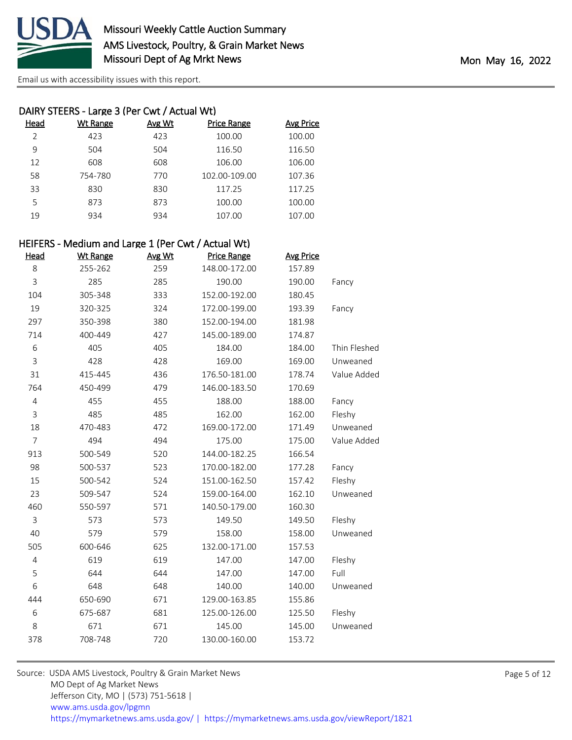## DAIRY STEERS - Large 3 (Per Cwt / Actual Wt)

| Head | Wt Range | Avg Wt | Price Range | Avg Price |
|---|---|---|---|---|
| 2 | 423 | 423 | 100.00 | 100.00 |
| 9 | 504 | 504 | 116.50 | 116.50 |
| 12 | 608 | 608 | 106.00 | 106.00 |
| 58 | 754-780 | 770 | 102.00-109.00 | 107.36 |
| 33 | 830 | 830 | 117.25 | 117.25 |
| 5 | 873 | 873 | 100.00 | 100.00 |
| 19 | 934 | 934 | 107.00 | 107.00 |

## HEIFERS - Medium and Large 1 (Per Cwt / Actual Wt)

| Head | Wt Range | Avg Wt | Price Range | Avg Price | |
|---|---|---|---|---|---|
| 8 | 255-262 | 259 | 148.00-172.00 | 157.89 | |
| 3 | 285 | 285 | 190.00 | 190.00 | Fancy |
| 104 | 305-348 | 333 | 152.00-192.00 | 180.45 | |
| 19 | 320-325 | 324 | 172.00-199.00 | 193.39 | Fancy |
| 297 | 350-398 | 380 | 152.00-194.00 | 181.98 | |
| 714 | 400-449 | 427 | 145.00-189.00 | 174.87 | |
| 6 | 405 | 405 | 184.00 | 184.00 | Thin Fleshed |
| 3 | 428 | 428 | 169.00 | 169.00 | Unweaned |
| 31 | 415-445 | 436 | 176.50-181.00 | 178.74 | Value Added |
| 764 | 450-499 | 479 | 146.00-183.50 | 170.69 | |
| 4 | 455 | 455 | 188.00 | 188.00 | Fancy |
| 3 | 485 | 485 | 162.00 | 162.00 | Fleshy |
| 18 | 470-483 | 472 | 169.00-172.00 | 171.49 | Unweaned |
| 7 | 494 | 494 | 175.00 | 175.00 | Value Added |
| 913 | 500-549 | 520 | 144.00-182.25 | 166.54 | |
| 98 | 500-537 | 523 | 170.00-182.00 | 177.28 | Fancy |
| 15 | 500-542 | 524 | 151.00-162.50 | 157.42 | Fleshy |
| 23 | 509-547 | 524 | 159.00-164.00 | 162.10 | Unweaned |
| 460 | 550-597 | 571 | 140.50-179.00 | 160.30 | |
| 3 | 573 | 573 | 149.50 | 149.50 | Fleshy |
| 40 | 579 | 579 | 158.00 | 158.00 | Unweaned |
| 505 | 600-646 | 625 | 132.00-171.00 | 157.53 | |
| 4 | 619 | 619 | 147.00 | 147.00 | Fleshy |
| 5 | 644 | 644 | 147.00 | 147.00 | Full |
| 6 | 648 | 648 | 140.00 | 140.00 | Unweaned |
| 444 | 650-690 | 671 | 129.00-163.85 | 155.86 | |
| 6 | 675-687 | 681 | 125.00-126.00 | 125.50 | Fleshy |
| 8 | 671 | 671 | 145.00 | 145.00 | Unweaned |
| 378 | 708-748 | 720 | 130.00-160.00 | 153.72 | |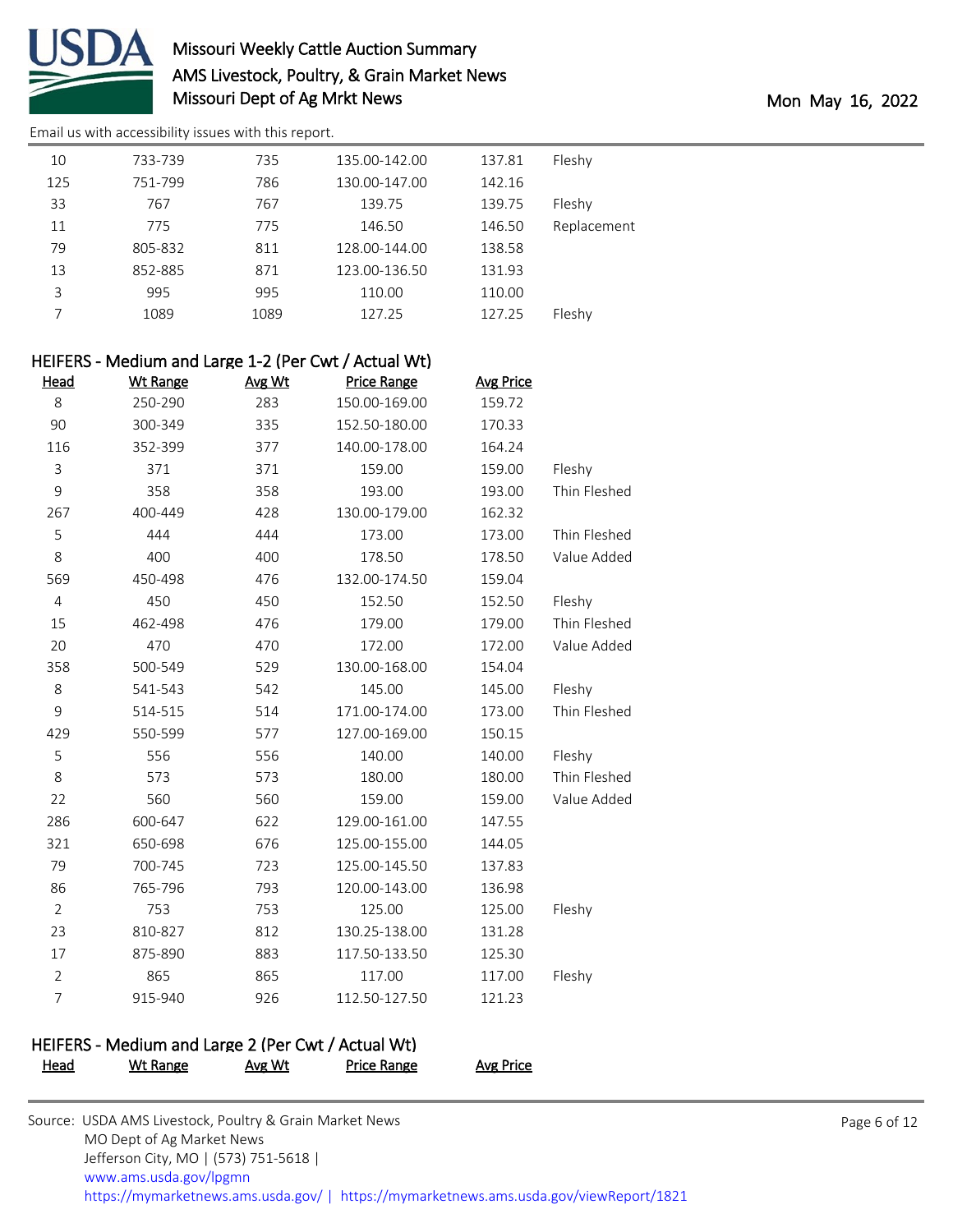Email us with accessibility issues with this report.

| Head | Wt Range | Avg Wt | Price Range | Avg Price | |
|---|---|---|---|---|---|
| 10 | 733-739 | 735 | 135.00-142.00 | 137.81 | Fleshy |
| 125 | 751-799 | 786 | 130.00-147.00 | 142.16 | |
| 33 | 767 | 767 | 139.75 | 139.75 | Fleshy |
| 11 | 775 | 775 | 146.50 | 146.50 | Replacement |
| 79 | 805-832 | 811 | 128.00-144.00 | 138.58 | |
| 13 | 852-885 | 871 | 123.00-136.50 | 131.93 | |
| 3 | 995 | 995 | 110.00 | 110.00 | |
| 7 | 1089 | 1089 | 127.25 | 127.25 | Fleshy |

## HEIFERS - Medium and Large 1-2 (Per Cwt / Actual Wt)

| Head | Wt Range | Avg Wt | Price Range | Avg Price | |
|---|---|---|---|---|---|
| 8 | 250-290 | 283 | 150.00-169.00 | 159.72 | |
| 90 | 300-349 | 335 | 152.50-180.00 | 170.33 | |
| 116 | 352-399 | 377 | 140.00-178.00 | 164.24 | |
| 3 | 371 | 371 | 159.00 | 159.00 | Fleshy |
| 9 | 358 | 358 | 193.00 | 193.00 | Thin Fleshed |
| 267 | 400-449 | 428 | 130.00-179.00 | 162.32 | |
| 5 | 444 | 444 | 173.00 | 173.00 | Thin Fleshed |
| 8 | 400 | 400 | 178.50 | 178.50 | Value Added |
| 569 | 450-498 | 476 | 132.00-174.50 | 159.04 | |
| 4 | 450 | 450 | 152.50 | 152.50 | Fleshy |
| 15 | 462-498 | 476 | 179.00 | 179.00 | Thin Fleshed |
| 20 | 470 | 470 | 172.00 | 172.00 | Value Added |
| 358 | 500-549 | 529 | 130.00-168.00 | 154.04 | |
| 8 | 541-543 | 542 | 145.00 | 145.00 | Fleshy |
| 9 | 514-515 | 514 | 171.00-174.00 | 173.00 | Thin Fleshed |
| 429 | 550-599 | 577 | 127.00-169.00 | 150.15 | |
| 5 | 556 | 556 | 140.00 | 140.00 | Fleshy |
| 8 | 573 | 573 | 180.00 | 180.00 | Thin Fleshed |
| 22 | 560 | 560 | 159.00 | 159.00 | Value Added |
| 286 | 600-647 | 622 | 129.00-161.00 | 147.55 | |
| 321 | 650-698 | 676 | 125.00-155.00 | 144.05 | |
| 79 | 700-745 | 723 | 125.00-145.50 | 137.83 | |
| 86 | 765-796 | 793 | 120.00-143.00 | 136.98 | |
| 2 | 753 | 753 | 125.00 | 125.00 | Fleshy |
| 23 | 810-827 | 812 | 130.25-138.00 | 131.28 | |
| 17 | 875-890 | 883 | 117.50-133.50 | 125.30 | |
| 2 | 865 | 865 | 117.00 | 117.00 | Fleshy |
| 7 | 915-940 | 926 | 112.50-127.50 | 121.23 | |

## HEIFERS - Medium and Large 2 (Per Cwt / Actual Wt)

| Head | Wt Range | Avg Wt | Price Range | Avg Price |
|---|---|---|---|---|

Source: USDA AMS Livestock, Poultry & Grain Market News
MO Dept of Ag Market News
Jefferson City, MO | (573) 751-5618 |
www.ams.usda.gov/lpgmn
https://mymarketnews.ams.usda.gov/ | https://mymarketnews.ams.usda.gov/viewReport/1821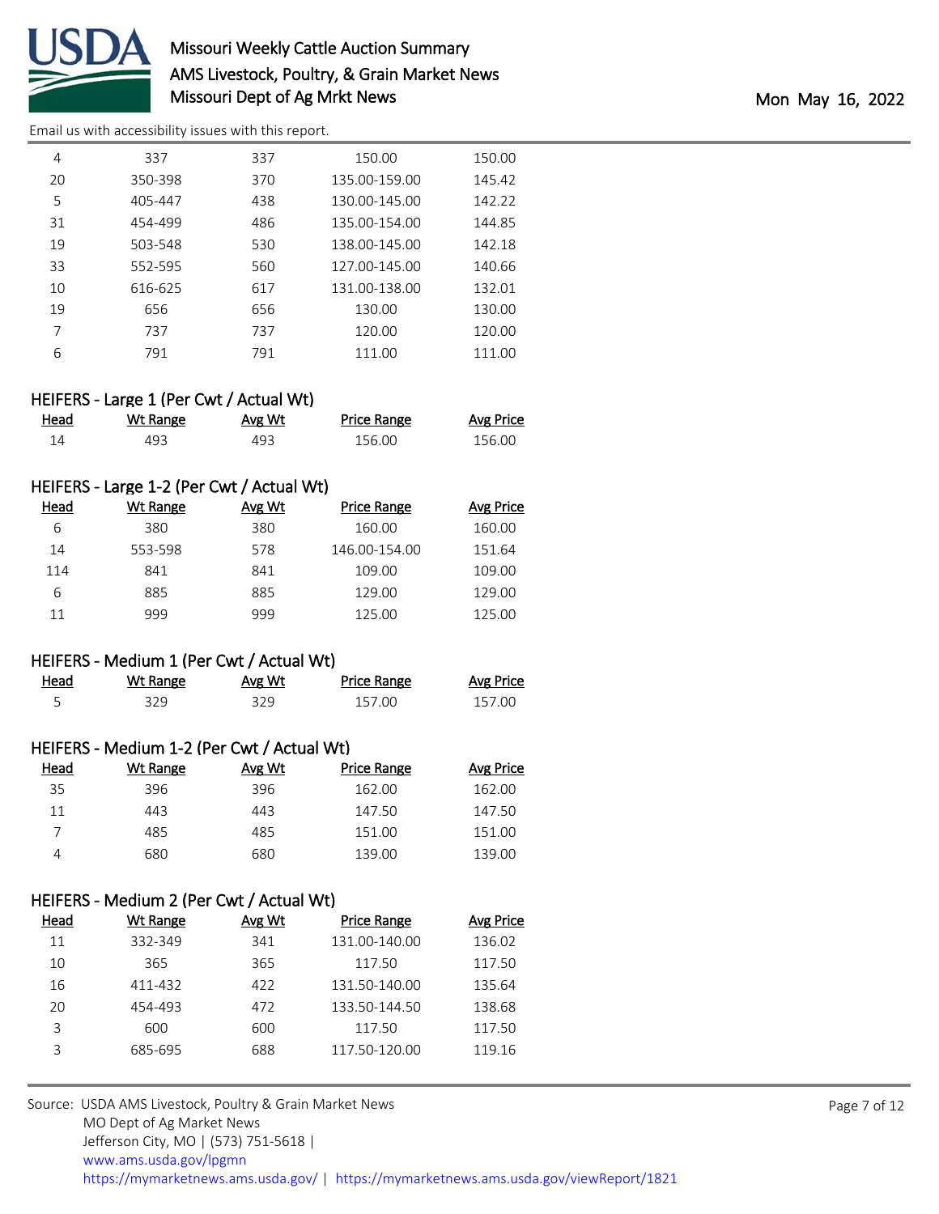| Head | Wt Range | Avg Wt | Price Range | Avg Price |
|---|---|---|---|---|
| 4 | 337 | 337 | 150.00 | 150.00 |
| 20 | 350-398 | 370 | 135.00-159.00 | 145.42 |
| 5 | 405-447 | 438 | 130.00-145.00 | 142.22 |
| 31 | 454-499 | 486 | 135.00-154.00 | 144.85 |
| 19 | 503-548 | 530 | 138.00-145.00 | 142.18 |
| 33 | 552-595 | 560 | 127.00-145.00 | 140.66 |
| 10 | 616-625 | 617 | 131.00-138.00 | 132.01 |
| 19 | 656 | 656 | 130.00 | 130.00 |
| 7 | 737 | 737 | 120.00 | 120.00 |
| 6 | 791 | 791 | 111.00 | 111.00 |

### HEIFERS - Large 1 (Per Cwt / Actual Wt)

| Head | Wt Range | Avg Wt | Price Range | Avg Price |
|---|---|---|---|---|
| 14 | 493 | 493 | 156.00 | 156.00 |

### HEIFERS - Large 1-2 (Per Cwt / Actual Wt)

| Head | Wt Range | Avg Wt | Price Range | Avg Price |
|---|---|---|---|---|
| 6 | 380 | 380 | 160.00 | 160.00 |
| 14 | 553-598 | 578 | 146.00-154.00 | 151.64 |
| 114 | 841 | 841 | 109.00 | 109.00 |
| 6 | 885 | 885 | 129.00 | 129.00 |
| 11 | 999 | 999 | 125.00 | 125.00 |

### HEIFERS - Medium 1 (Per Cwt / Actual Wt)

| Head | Wt Range | Avg Wt | Price Range | Avg Price |
|---|---|---|---|---|
| 5 | 329 | 329 | 157.00 | 157.00 |

### HEIFERS - Medium 1-2 (Per Cwt / Actual Wt)

| Head | Wt Range | Avg Wt | Price Range | Avg Price |
|---|---|---|---|---|
| 35 | 396 | 396 | 162.00 | 162.00 |
| 11 | 443 | 443 | 147.50 | 147.50 |
| 7 | 485 | 485 | 151.00 | 151.00 |
| 4 | 680 | 680 | 139.00 | 139.00 |

### HEIFERS - Medium 2 (Per Cwt / Actual Wt)

| Head | Wt Range | Avg Wt | Price Range | Avg Price |
|---|---|---|---|---|
| 11 | 332-349 | 341 | 131.00-140.00 | 136.02 |
| 10 | 365 | 365 | 117.50 | 117.50 |
| 16 | 411-432 | 422 | 131.50-140.00 | 135.64 |
| 20 | 454-493 | 472 | 133.50-144.50 | 138.68 |
| 3 | 600 | 600 | 117.50 | 117.50 |
| 3 | 685-695 | 688 | 117.50-120.00 | 119.16 |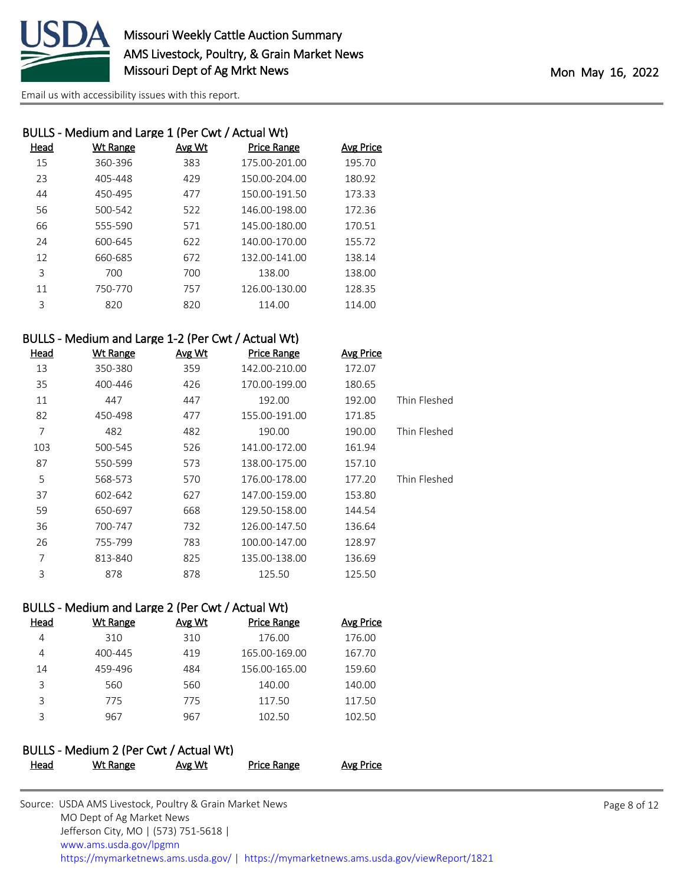## BULLS - Medium and Large 1 (Per Cwt / Actual Wt)

| Head | Wt Range | Avg Wt | Price Range | Avg Price |
|---|---|---|---|---|
| 15 | 360-396 | 383 | 175.00-201.00 | 195.70 |
| 23 | 405-448 | 429 | 150.00-204.00 | 180.92 |
| 44 | 450-495 | 477 | 150.00-191.50 | 173.33 |
| 56 | 500-542 | 522 | 146.00-198.00 | 172.36 |
| 66 | 555-590 | 571 | 145.00-180.00 | 170.51 |
| 24 | 600-645 | 622 | 140.00-170.00 | 155.72 |
| 12 | 660-685 | 672 | 132.00-141.00 | 138.14 |
| 3 | 700 | 700 | 138.00 | 138.00 |
| 11 | 750-770 | 757 | 126.00-130.00 | 128.35 |
| 3 | 820 | 820 | 114.00 | 114.00 |

## BULLS - Medium and Large 1-2 (Per Cwt / Actual Wt)

| Head | Wt Range | Avg Wt | Price Range | Avg Price | |
|---|---|---|---|---|---|
| 13 | 350-380 | 359 | 142.00-210.00 | 172.07 | |
| 35 | 400-446 | 426 | 170.00-199.00 | 180.65 | |
| 11 | 447 | 447 | 192.00 | 192.00 | Thin Fleshed |
| 82 | 450-498 | 477 | 155.00-191.00 | 171.85 | |
| 7 | 482 | 482 | 190.00 | 190.00 | Thin Fleshed |
| 103 | 500-545 | 526 | 141.00-172.00 | 161.94 | |
| 87 | 550-599 | 573 | 138.00-175.00 | 157.10 | |
| 5 | 568-573 | 570 | 176.00-178.00 | 177.20 | Thin Fleshed |
| 37 | 602-642 | 627 | 147.00-159.00 | 153.80 | |
| 59 | 650-697 | 668 | 129.50-158.00 | 144.54 | |
| 36 | 700-747 | 732 | 126.00-147.50 | 136.64 | |
| 26 | 755-799 | 783 | 100.00-147.00 | 128.97 | |
| 7 | 813-840 | 825 | 135.00-138.00 | 136.69 | |
| 3 | 878 | 878 | 125.50 | 125.50 | |

## BULLS - Medium and Large 2 (Per Cwt / Actual Wt)

| Head | Wt Range | Avg Wt | Price Range | Avg Price |
|---|---|---|---|---|
| 4 | 310 | 310 | 176.00 | 176.00 |
| 4 | 400-445 | 419 | 165.00-169.00 | 167.70 |
| 14 | 459-496 | 484 | 156.00-165.00 | 159.60 |
| 3 | 560 | 560 | 140.00 | 140.00 |
| 3 | 775 | 775 | 117.50 | 117.50 |
| 3 | 967 | 967 | 102.50 | 102.50 |

## BULLS - Medium 2 (Per Cwt / Actual Wt)

| Head | Wt Range | Avg Wt | Price Range | Avg Price |
|---|---|---|---|---|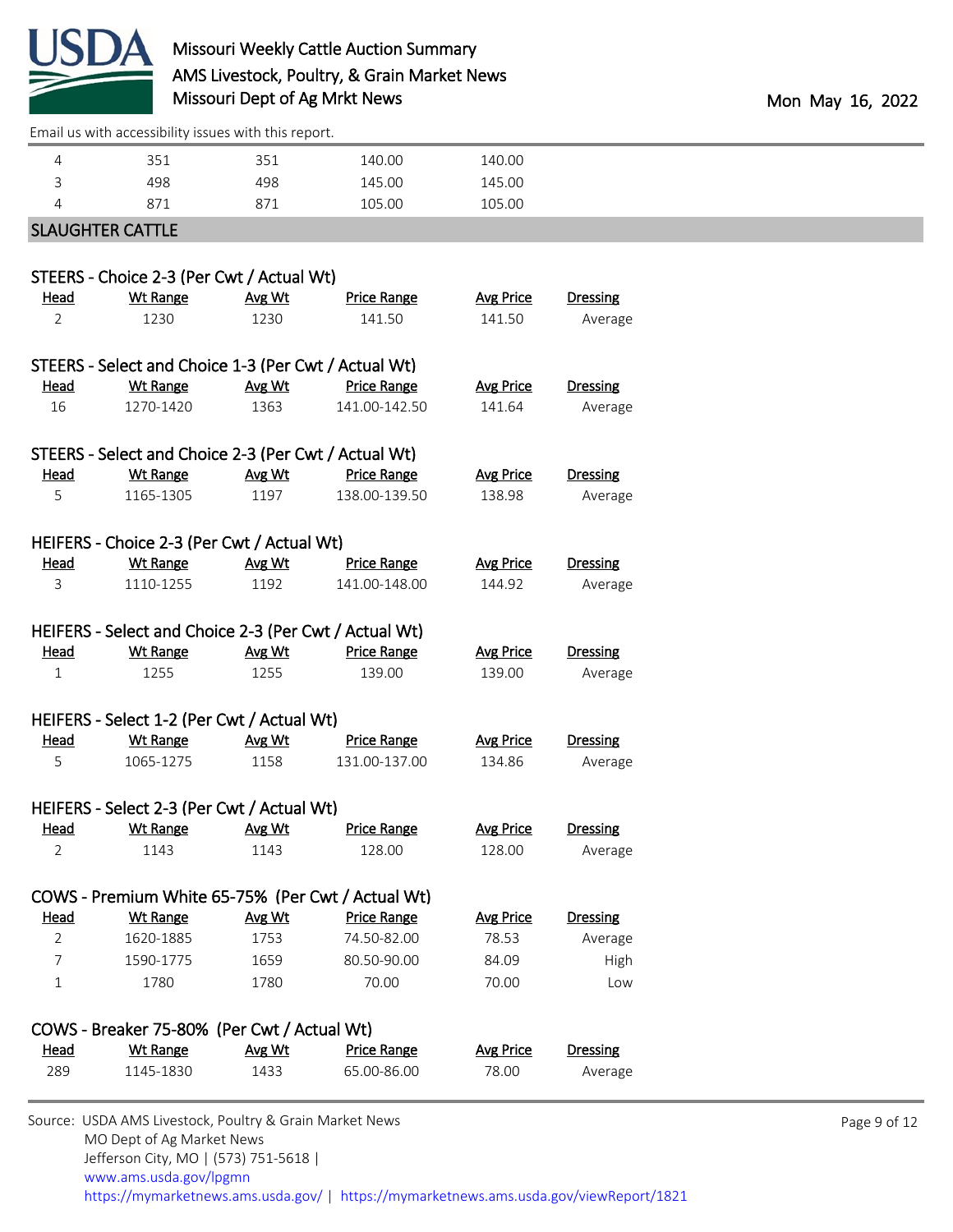| | | | | |
|---|---|---|---|---|
| 4 | 351 | 351 | 140.00 | 140.00 |
| 3 | 498 | 498 | 145.00 | 145.00 |
| 4 | 871 | 871 | 105.00 | 105.00 |

## SLAUGHTER CATTLE

### STEERS - Choice 2-3 (Per Cwt / Actual Wt)

| Head | Wt Range | Avg Wt | Price Range | Avg Price | Dressing |
|---|---|---|---|---|---|
| 2 | 1230 | 1230 | 141.50 | 141.50 | Average |

### STEERS - Select and Choice 1-3 (Per Cwt / Actual Wt)

| Head | Wt Range | Avg Wt | Price Range | Avg Price | Dressing |
|---|---|---|---|---|---|
| 16 | 1270-1420 | 1363 | 141.00-142.50 | 141.64 | Average |

### STEERS - Select and Choice 2-3 (Per Cwt / Actual Wt)

| Head | Wt Range | Avg Wt | Price Range | Avg Price | Dressing |
|---|---|---|---|---|---|
| 5 | 1165-1305 | 1197 | 138.00-139.50 | 138.98 | Average |

### HEIFERS - Choice 2-3 (Per Cwt / Actual Wt)

| Head | Wt Range | Avg Wt | Price Range | Avg Price | Dressing |
|---|---|---|---|---|---|
| 3 | 1110-1255 | 1192 | 141.00-148.00 | 144.92 | Average |

### HEIFERS - Select and Choice 2-3 (Per Cwt / Actual Wt)

| Head | Wt Range | Avg Wt | Price Range | Avg Price | Dressing |
|---|---|---|---|---|---|
| 1 | 1255 | 1255 | 139.00 | 139.00 | Average |

### HEIFERS - Select 1-2 (Per Cwt / Actual Wt)

| Head | Wt Range | Avg Wt | Price Range | Avg Price | Dressing |
|---|---|---|---|---|---|
| 5 | 1065-1275 | 1158 | 131.00-137.00 | 134.86 | Average |

### HEIFERS - Select 2-3 (Per Cwt / Actual Wt)

| Head | Wt Range | Avg Wt | Price Range | Avg Price | Dressing |
|---|---|---|---|---|---|
| 2 | 1143 | 1143 | 128.00 | 128.00 | Average |

### COWS - Premium White 65-75% (Per Cwt / Actual Wt)

| Head | Wt Range | Avg Wt | Price Range | Avg Price | Dressing |
|---|---|---|---|---|---|
| 2 | 1620-1885 | 1753 | 74.50-82.00 | 78.53 | Average |
| 7 | 1590-1775 | 1659 | 80.50-90.00 | 84.09 | High |
| 1 | 1780 | 1780 | 70.00 | 70.00 | Low |

### COWS - Breaker 75-80% (Per Cwt / Actual Wt)

| Head | Wt Range | Avg Wt | Price Range | Avg Price | Dressing |
|---|---|---|---|---|---|
| 289 | 1145-1830 | 1433 | 65.00-86.00 | 78.00 | Average |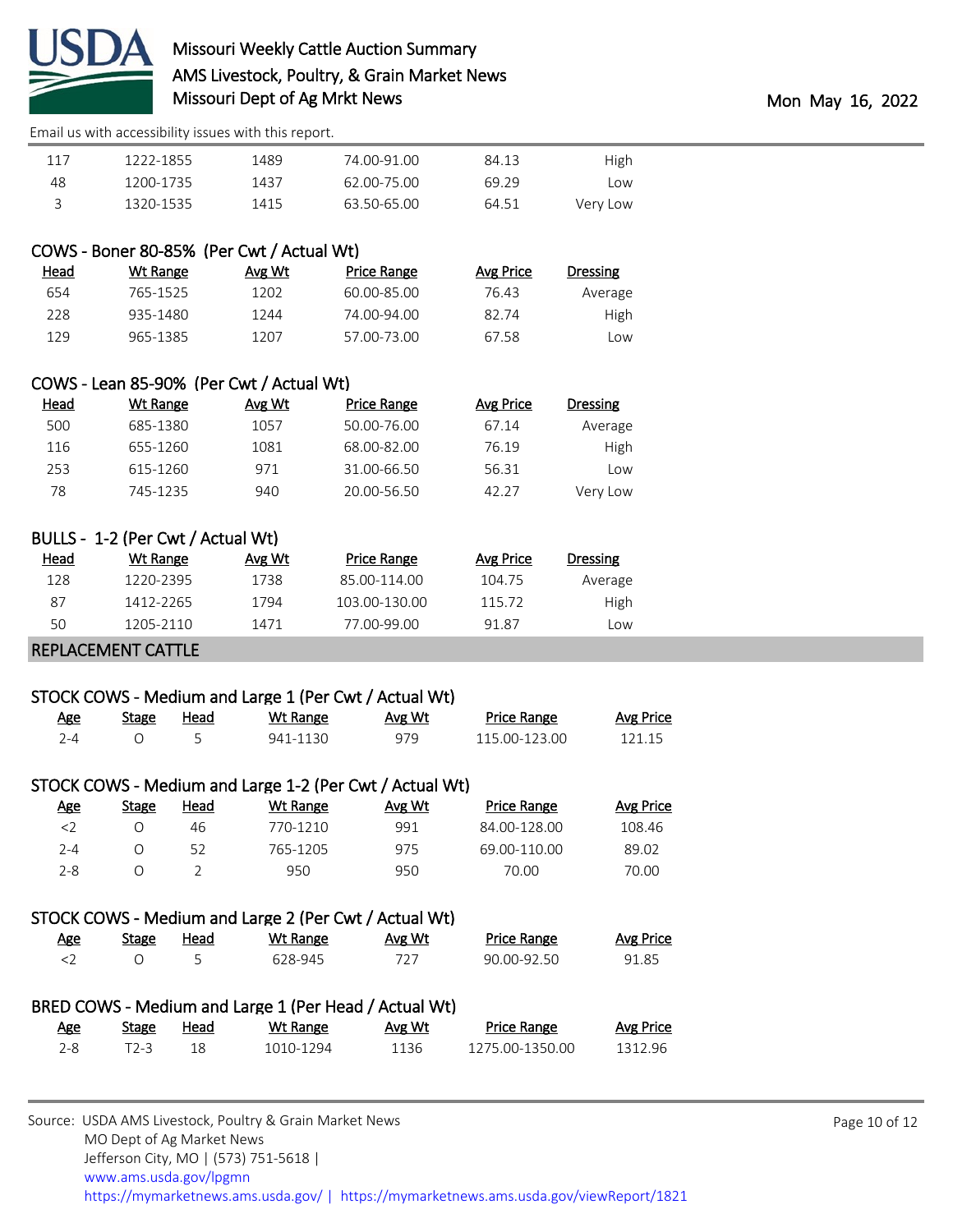| Head | Wt Range | Avg Wt | Price Range | Avg Price | Dressing |
|---|---|---|---|---|---|
| 117 | 1222-1855 | 1489 | 74.00-91.00 | 84.13 | High |
| 48 | 1200-1735 | 1437 | 62.00-75.00 | 69.29 | Low |
| 3 | 1320-1535 | 1415 | 63.50-65.00 | 64.51 | Very Low |

### COWS - Boner 80-85% (Per Cwt / Actual Wt)

| Head | Wt Range | Avg Wt | Price Range | Avg Price | Dressing |
|---|---|---|---|---|---|
| 654 | 765-1525 | 1202 | 60.00-85.00 | 76.43 | Average |
| 228 | 935-1480 | 1244 | 74.00-94.00 | 82.74 | High |
| 129 | 965-1385 | 1207 | 57.00-73.00 | 67.58 | Low |

### COWS - Lean 85-90% (Per Cwt / Actual Wt)

| Head | Wt Range | Avg Wt | Price Range | Avg Price | Dressing |
|---|---|---|---|---|---|
| 500 | 685-1380 | 1057 | 50.00-76.00 | 67.14 | Average |
| 116 | 655-1260 | 1081 | 68.00-82.00 | 76.19 | High |
| 253 | 615-1260 | 971 | 31.00-66.50 | 56.31 | Low |
| 78 | 745-1235 | 940 | 20.00-56.50 | 42.27 | Very Low |

### BULLS - 1-2 (Per Cwt / Actual Wt)

| Head | Wt Range | Avg Wt | Price Range | Avg Price | Dressing |
|---|---|---|---|---|---|
| 128 | 1220-2395 | 1738 | 85.00-114.00 | 104.75 | Average |
| 87 | 1412-2265 | 1794 | 103.00-130.00 | 115.72 | High |
| 50 | 1205-2110 | 1471 | 77.00-99.00 | 91.87 | Low |

## REPLACEMENT CATTLE

### STOCK COWS - Medium and Large 1 (Per Cwt / Actual Wt)

| Age | Stage | Head | Wt Range | Avg Wt | Price Range | Avg Price |
|---|---|---|---|---|---|---|
| 2-4 | O | 5 | 941-1130 | 979 | 115.00-123.00 | 121.15 |

### STOCK COWS - Medium and Large 1-2 (Per Cwt / Actual Wt)

| Age | Stage | Head | Wt Range | Avg Wt | Price Range | Avg Price |
|---|---|---|---|---|---|---|
| <2 | O | 46 | 770-1210 | 991 | 84.00-128.00 | 108.46 |
| 2-4 | O | 52 | 765-1205 | 975 | 69.00-110.00 | 89.02 |
| 2-8 | O | 2 | 950 | 950 | 70.00 | 70.00 |

### STOCK COWS - Medium and Large 2 (Per Cwt / Actual Wt)

| Age | Stage | Head | Wt Range | Avg Wt | Price Range | Avg Price |
|---|---|---|---|---|---|---|
| <2 | O | 5 | 628-945 | 727 | 90.00-92.50 | 91.85 |

### BRED COWS - Medium and Large 1 (Per Head / Actual Wt)

| Age | Stage | Head | Wt Range | Avg Wt | Price Range | Avg Price |
|---|---|---|---|---|---|---|
| 2-8 | T2-3 | 18 | 1010-1294 | 1136 | 1275.00-1350.00 | 1312.96 |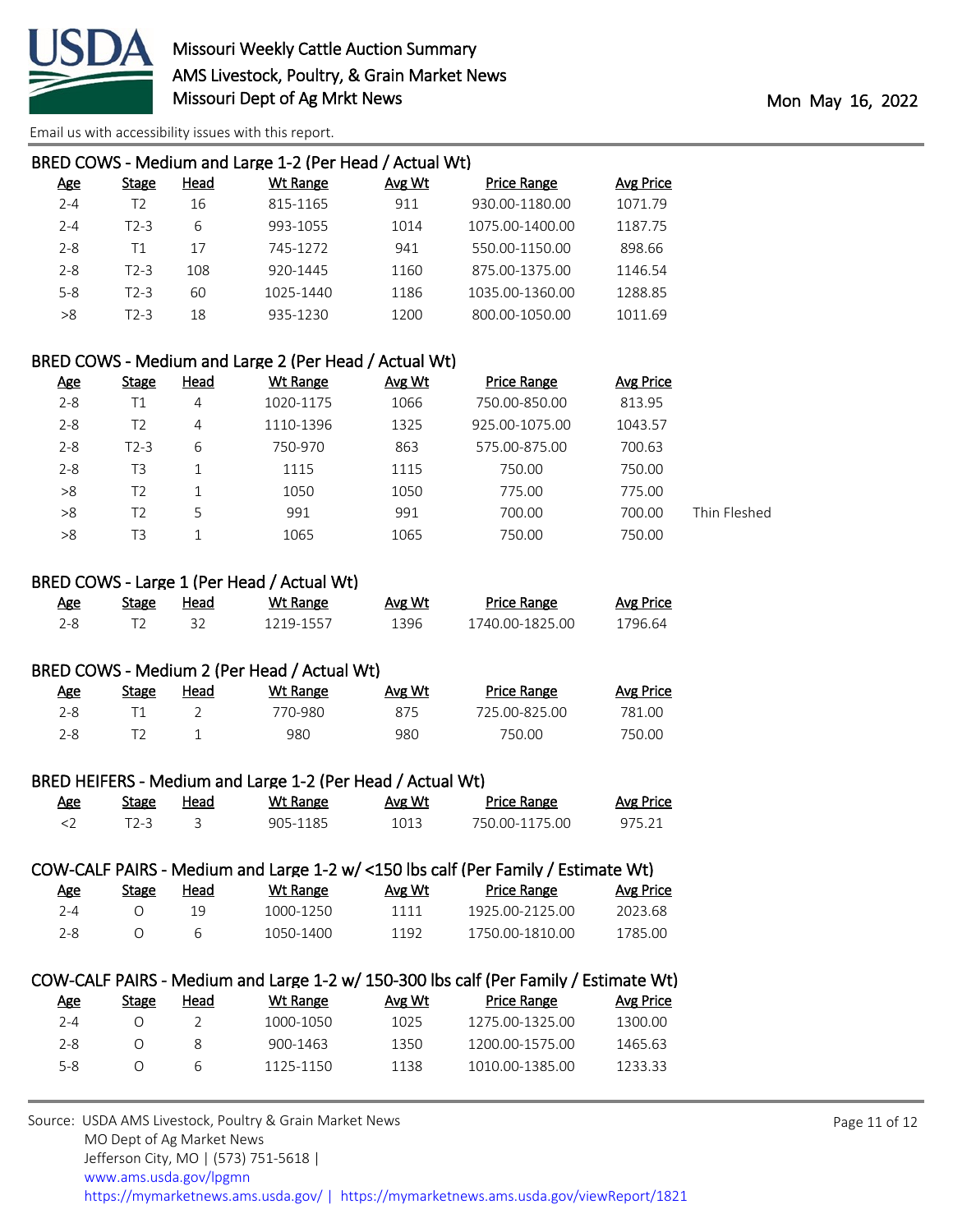Missouri Weekly Cattle Auction Summary
AMS Livestock, Poultry, & Grain Market News
Missouri Dept of Ag Mrkt News

Mon May 16, 2022

Email us with accessibility issues with this report.

## BRED COWS - Medium and Large 1-2 (Per Head / Actual Wt)

| Age | Stage | Head | Wt Range | Avg Wt | Price Range | Avg Price |
|---|---|---|---|---|---|---|
| 2-4 | T2 | 16 | 815-1165 | 911 | 930.00-1180.00 | 1071.79 |
| 2-4 | T2-3 | 6 | 993-1055 | 1014 | 1075.00-1400.00 | 1187.75 |
| 2-8 | T1 | 17 | 745-1272 | 941 | 550.00-1150.00 | 898.66 |
| 2-8 | T2-3 | 108 | 920-1445 | 1160 | 875.00-1375.00 | 1146.54 |
| 5-8 | T2-3 | 60 | 1025-1440 | 1186 | 1035.00-1360.00 | 1288.85 |
| >8 | T2-3 | 18 | 935-1230 | 1200 | 800.00-1050.00 | 1011.69 |

## BRED COWS - Medium and Large 2 (Per Head / Actual Wt)

| Age | Stage | Head | Wt Range | Avg Wt | Price Range | Avg Price | |
|---|---|---|---|---|---|---|---|
| 2-8 | T1 | 4 | 1020-1175 | 1066 | 750.00-850.00 | 813.95 | |
| 2-8 | T2 | 4 | 1110-1396 | 1325 | 925.00-1075.00 | 1043.57 | |
| 2-8 | T2-3 | 6 | 750-970 | 863 | 575.00-875.00 | 700.63 | |
| 2-8 | T3 | 1 | 1115 | 1115 | 750.00 | 750.00 | |
| >8 | T2 | 1 | 1050 | 1050 | 775.00 | 775.00 | |
| >8 | T2 | 5 | 991 | 991 | 700.00 | 700.00 | Thin Fleshed |
| >8 | T3 | 1 | 1065 | 1065 | 750.00 | 750.00 | |

## BRED COWS - Large 1 (Per Head / Actual Wt)

| Age | Stage | Head | Wt Range | Avg Wt | Price Range | Avg Price |
|---|---|---|---|---|---|---|
| 2-8 | T2 | 32 | 1219-1557 | 1396 | 1740.00-1825.00 | 1796.64 |

## BRED COWS - Medium 2 (Per Head / Actual Wt)

| Age | Stage | Head | Wt Range | Avg Wt | Price Range | Avg Price |
|---|---|---|---|---|---|---|
| 2-8 | T1 | 2 | 770-980 | 875 | 725.00-825.00 | 781.00 |
| 2-8 | T2 | 1 | 980 | 980 | 750.00 | 750.00 |

## BRED HEIFERS - Medium and Large 1-2 (Per Head / Actual Wt)

| Age | Stage | Head | Wt Range | Avg Wt | Price Range | Avg Price |
|---|---|---|---|---|---|---|
| <2 | T2-3 | 3 | 905-1185 | 1013 | 750.00-1175.00 | 975.21 |

## COW-CALF PAIRS - Medium and Large 1-2 w/ <150 lbs calf (Per Family / Estimate Wt)

| Age | Stage | Head | Wt Range | Avg Wt | Price Range | Avg Price |
|---|---|---|---|---|---|---|
| 2-4 | O | 19 | 1000-1250 | 1111 | 1925.00-2125.00 | 2023.68 |
| 2-8 | O | 6 | 1050-1400 | 1192 | 1750.00-1810.00 | 1785.00 |

## COW-CALF PAIRS - Medium and Large 1-2 w/ 150-300 lbs calf (Per Family / Estimate Wt)

| Age | Stage | Head | Wt Range | Avg Wt | Price Range | Avg Price |
|---|---|---|---|---|---|---|
| 2-4 | O | 2 | 1000-1050 | 1025 | 1275.00-1325.00 | 1300.00 |
| 2-8 | O | 8 | 900-1463 | 1350 | 1200.00-1575.00 | 1465.63 |
| 5-8 | O | 6 | 1125-1150 | 1138 | 1010.00-1385.00 | 1233.33 |

Source: USDA AMS Livestock, Poultry & Grain Market News
MO Dept of Ag Market News
Jefferson City, MO | (573) 751-5618 |
www.ams.usda.gov/lpgmn
https://mymarketnews.ams.usda.gov/ | https://mymarketnews.ams.usda.gov/viewReport/1821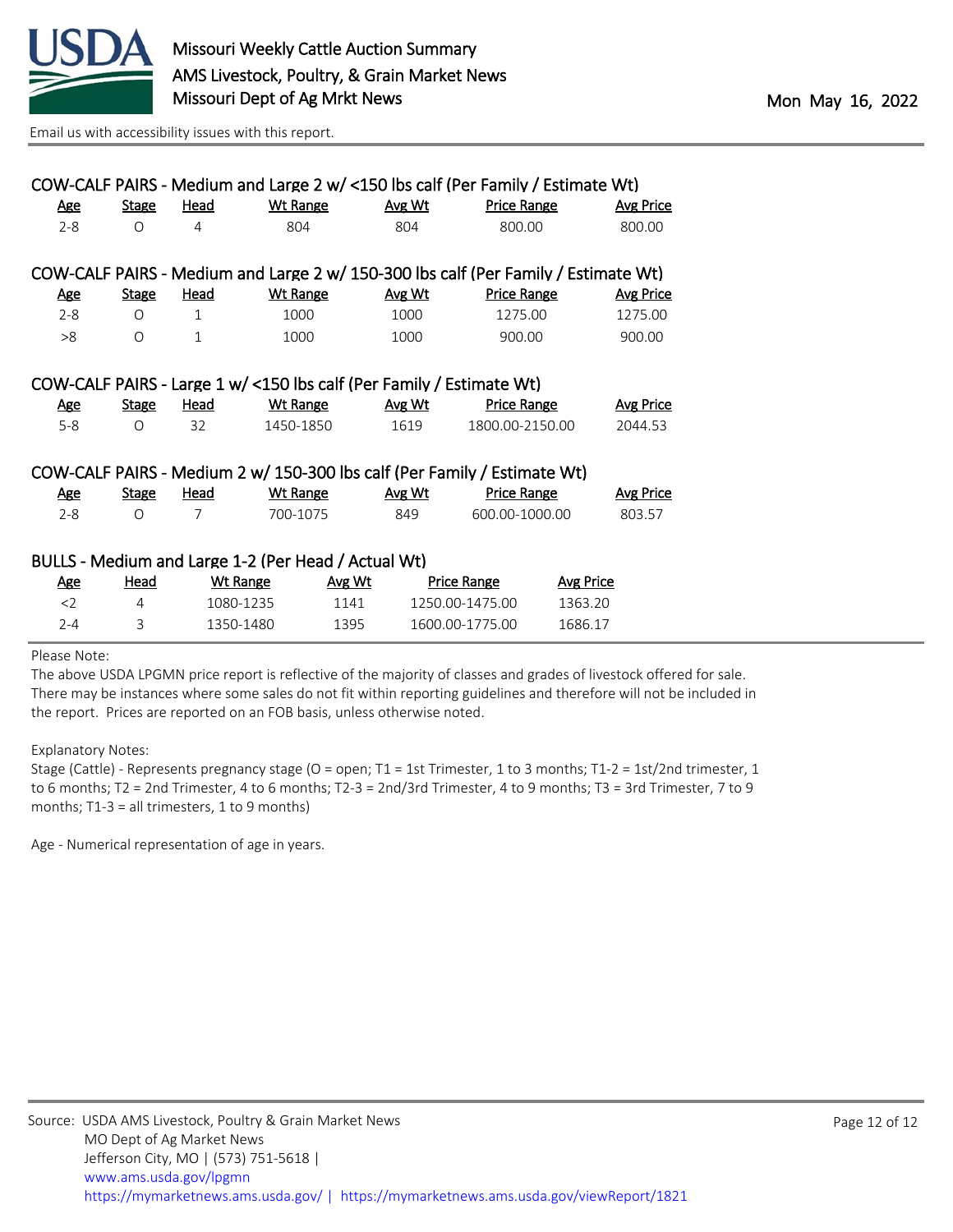### COW-CALF PAIRS - Medium and Large 2 w/ <150 lbs calf (Per Family / Estimate Wt)

| Age | Stage | Head | Wt Range | Avg Wt | Price Range | Avg Price |
|---|---|---|---|---|---|---|
| 2-8 | O | 4 | 804 | 804 | 800.00 | 800.00 |

### COW-CALF PAIRS - Medium and Large 2 w/ 150-300 lbs calf (Per Family / Estimate Wt)

| Age | Stage | Head | Wt Range | Avg Wt | Price Range | Avg Price |
|---|---|---|---|---|---|---|
| 2-8 | O | 1 | 1000 | 1000 | 1275.00 | 1275.00 |
| >8 | O | 1 | 1000 | 1000 | 900.00 | 900.00 |

### COW-CALF PAIRS - Large 1 w/ <150 lbs calf (Per Family / Estimate Wt)

| Age | Stage | Head | Wt Range | Avg Wt | Price Range | Avg Price |
|---|---|---|---|---|---|---|
| 5-8 | O | 32 | 1450-1850 | 1619 | 1800.00-2150.00 | 2044.53 |

### COW-CALF PAIRS - Medium 2 w/ 150-300 lbs calf (Per Family / Estimate Wt)

| Age | Stage | Head | Wt Range | Avg Wt | Price Range | Avg Price |
|---|---|---|---|---|---|---|
| 2-8 | O | 7 | 700-1075 | 849 | 600.00-1000.00 | 803.57 |

### BULLS - Medium and Large 1-2 (Per Head / Actual Wt)

| Age | Head | Wt Range | Avg Wt | Price Range | Avg Price |
|---|---|---|---|---|---|
| <2 | 4 | 1080-1235 | 1141 | 1250.00-1475.00 | 1363.20 |
| 2-4 | 3 | 1350-1480 | 1395 | 1600.00-1775.00 | 1686.17 |

Please Note:
The above USDA LPGMN price report is reflective of the majority of classes and grades of livestock offered for sale. There may be instances where some sales do not fit within reporting guidelines and therefore will not be included in the report. Prices are reported on an FOB basis, unless otherwise noted.

Explanatory Notes:
Stage (Cattle) - Represents pregnancy stage (O = open; T1 = 1st Trimester, 1 to 3 months; T1-2 = 1st/2nd trimester, 1 to 6 months; T2 = 2nd Trimester, 4 to 6 months; T2-3 = 2nd/3rd Trimester, 4 to 9 months; T3 = 3rd Trimester, 7 to 9 months; T1-3 = all trimesters, 1 to 9 months)

Age - Numerical representation of age in years.

Source: USDA AMS Livestock, Poultry & Grain Market News
MO Dept of Ag Market News
Jefferson City, MO | (573) 751-5618 |
www.ams.usda.gov/lpgmn
https://mymarketnews.ams.usda.gov/ | https://mymarketnews.ams.usda.gov/viewReport/1821